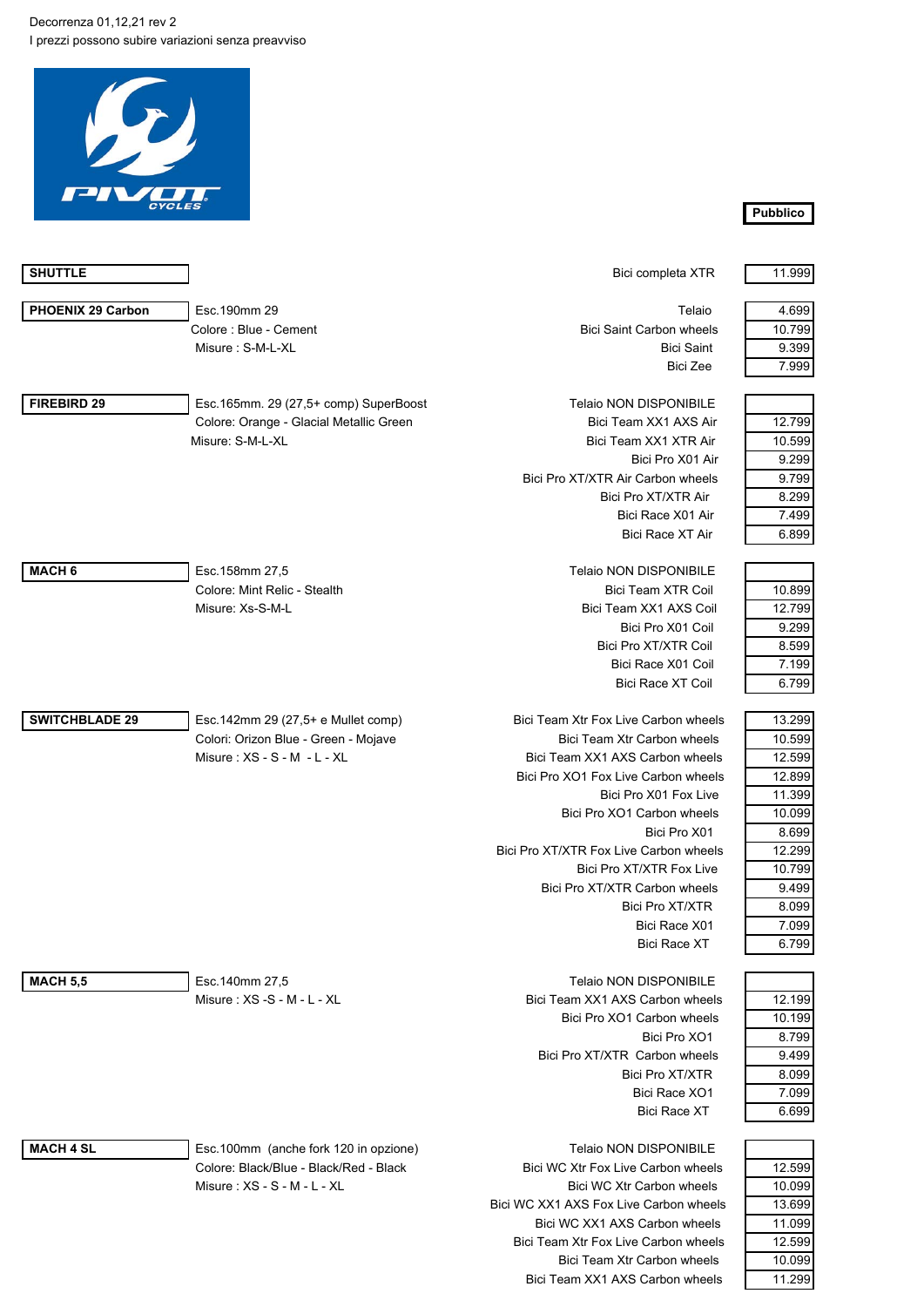Decorrenza 01,12,21 rev 2

I prezzi possono subire variazioni senza preavviso

| Modello | Caratteristiche | Versione | Pubblico |
|---|---|---|---|
| **SHUTTLE** | | Bici completa XTR | 11.999 |
| **PHOENIX 29 Carbon** | Esc.190mm 29 | Telaio | 4.699 |
| | Colore : Blue - Cement | Bici Saint Carbon wheels | 10.799 |
| | Misure : S-M-L-XL | Bici Saint | 9.399 |
| | | Bici Zee | 7.999 |
| **FIREBIRD 29** | Esc.165mm. 29 (27,5+ comp) SuperBoost | Telaio NON DISPONIBILE | |
| | Colore: Orange - Glacial Metallic Green | Bici Team XX1 AXS Air | 12.799 |
| | Misure: S-M-L-XL | Bici Team XX1 XTR Air | 10.599 |
| | | Bici Pro X01 Air | 9.299 |
| | | Bici Pro XT/XTR Air Carbon wheels | 9.799 |
| | | Bici Pro XT/XTR Air | 8.299 |
| | | Bici Race X01 Air | 7.499 |
| | | Bici Race XT Air | 6.899 |
| **MACH 6** | Esc.158mm 27,5 | Telaio NON DISPONIBILE | |
| | Colore: Mint Relic - Stealth | Bici Team XTR Coil | 10.899 |
| | Misure: Xs-S-M-L | Bici Team XX1 AXS Coil | 12.799 |
| | | Bici Pro X01 Coil | 9.299 |
| | | Bici Pro XT/XTR Coil | 8.599 |
| | | Bici Race X01 Coil | 7.199 |
| | | Bici Race XT Coil | 6.799 |
| **SWITCHBLADE 29** | Esc.142mm 29 (27,5+ e Mullet comp) | Bici Team Xtr Fox Live Carbon wheels | 13.299 |
| | Colori: Orizon Blue - Green - Mojave | Bici Team Xtr Carbon wheels | 10.599 |
| | Misure : XS - S - M - L - XL | Bici Team XX1 AXS Carbon wheels | 12.599 |
| | | Bici Pro XO1 Fox Live Carbon wheels | 12.899 |
| | | Bici Pro X01 Fox Live | 11.399 |
| | | Bici Pro XO1 Carbon wheels | 10.099 |
| | | Bici Pro X01 | 8.699 |
| | | Bici Pro XT/XTR Fox Live Carbon wheels | 12.299 |
| | | Bici Pro XT/XTR Fox Live | 10.799 |
| | | Bici Pro XT/XTR Carbon wheels | 9.499 |
| | | Bici Pro XT/XTR | 8.099 |
| | | Bici Race X01 | 7.099 |
| | | Bici Race XT | 6.799 |
| **MACH 5,5** | Esc.140mm 27,5 | Telaio NON DISPONIBILE | |
| | Misure : XS -S - M - L - XL | Bici Team XX1 AXS Carbon wheels | 12.199 |
| | | Bici Pro XO1 Carbon wheels | 10.199 |
| | | Bici Pro XO1 | 8.799 |
| | | Bici Pro XT/XTR Carbon wheels | 9.499 |
| | | Bici Pro XT/XTR | 8.099 |
| | | Bici Race XO1 | 7.099 |
| | | Bici Race XT | 6.699 |
| **MACH 4 SL** | Esc.100mm (anche fork 120 in opzione) | Telaio NON DISPONIBILE | |
| | Colore: Black/Blue - Black/Red - Black | Bici WC Xtr Fox Live Carbon wheels | 12.599 |
| | Misure : XS - S - M - L - XL | Bici WC Xtr Carbon wheels | 10.099 |
| | | Bici WC XX1 AXS Fox Live Carbon wheels | 13.699 |
| | | Bici WC XX1 AXS Carbon wheels | 11.099 |
| | | Bici Team Xtr Fox Live Carbon wheels | 12.599 |
| | | Bici Team Xtr Carbon wheels | 10.099 |
| | | Bici Team XX1 AXS Carbon wheels | 11.299 |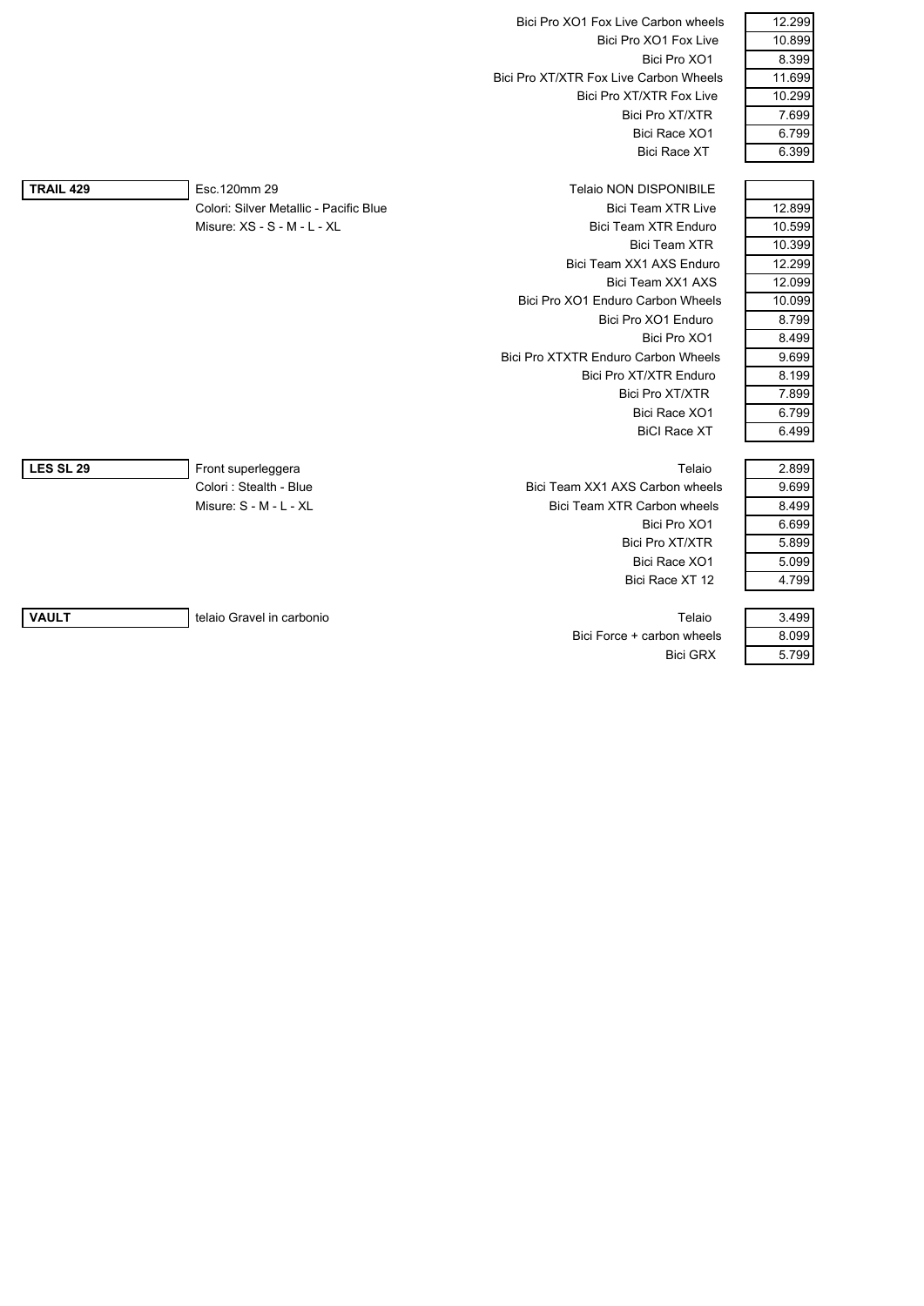| | | | |
|---|---|---|---|
| | | Bici Pro XO1 Fox Live Carbon wheels | 12.299 |
| | | Bici Pro XO1 Fox Live | 10.899 |
| | | Bici Pro XO1 | 8.399 |
| | | Bici Pro XT/XTR Fox Live Carbon Wheels | 11.699 |
| | | Bici Pro XT/XTR Fox Live | 10.299 |
| | | Bici Pro XT/XTR | 7.699 |
| | | Bici Race XO1 | 6.799 |
| | | Bici Race XT | 6.399 |
| **TRAIL 429** | Esc.120mm 29 | Telaio NON DISPONIBILE | |
| | Colori: Silver Metallic - Pacific Blue | Bici Team XTR Live | 12.899 |
| | Misure: XS - S - M - L - XL | Bici Team XTR Enduro | 10.599 |
| | | Bici Team XTR | 10.399 |
| | | Bici Team XX1 AXS Enduro | 12.299 |
| | | Bici Team XX1 AXS | 12.099 |
| | | Bici Pro XO1 Enduro Carbon Wheels | 10.099 |
| | | Bici Pro XO1 Enduro | 8.799 |
| | | Bici Pro XO1 | 8.499 |
| | | Bici Pro XTXTR Enduro Carbon Wheels | 9.699 |
| | | Bici Pro XT/XTR Enduro | 8.199 |
| | | Bici Pro XT/XTR | 7.899 |
| | | Bici Race XO1 | 6.799 |
| | | BiCI Race XT | 6.499 |
| **LES SL 29** | Front superleggera | Telaio | 2.899 |
| | Colori : Stealth - Blue | Bici Team XX1 AXS Carbon wheels | 9.699 |
| | Misure: S - M - L - XL | Bici Team XTR Carbon wheels | 8.499 |
| | | Bici Pro XO1 | 6.699 |
| | | Bici Pro XT/XTR | 5.899 |
| | | Bici Race XO1 | 5.099 |
| | | Bici Race XT 12 | 4.799 |
| **VAULT** | telaio Gravel in carbonio | Telaio | 3.499 |
| | | Bici Force + carbon wheels | 8.099 |
| | | Bici GRX | 5.799 |